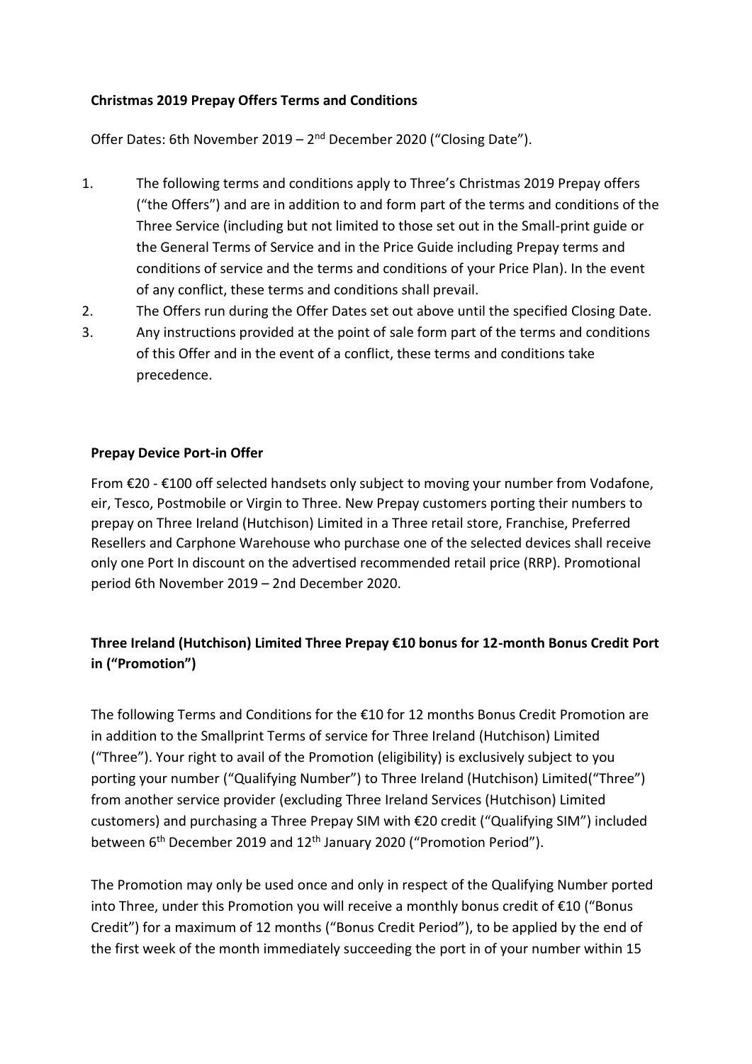**Christmas 2019 Prepay Offers Terms and Conditions**

Offer Dates: 6th November 2019 – 2nd December 2020 ("Closing Date").

1. The following terms and conditions apply to Three's Christmas 2019 Prepay offers ("the Offers") and are in addition to and form part of the terms and conditions of the Three Service (including but not limited to those set out in the Small-print guide or the General Terms of Service and in the Price Guide including Prepay terms and conditions of service and the terms and conditions of your Price Plan). In the event of any conflict, these terms and conditions shall prevail.
2. The Offers run during the Offer Dates set out above until the specified Closing Date.
3. Any instructions provided at the point of sale form part of the terms and conditions of this Offer and in the event of a conflict, these terms and conditions take precedence.

**Prepay Device Port-in Offer**

From €20 - €100 off selected handsets only subject to moving your number from Vodafone, eir, Tesco, Postmobile or Virgin to Three. New Prepay customers porting their numbers to prepay on Three Ireland (Hutchison) Limited in a Three retail store, Franchise, Preferred Resellers and Carphone Warehouse who purchase one of the selected devices shall receive only one Port In discount on the advertised recommended retail price (RRP). Promotional period 6th November 2019 – 2nd December 2020.

**Three Ireland (Hutchison) Limited Three Prepay €10 bonus for 12-month Bonus Credit Port in ("Promotion")**

The following Terms and Conditions for the €10 for 12 months Bonus Credit Promotion are in addition to the Smallprint Terms of service for Three Ireland (Hutchison) Limited ("Three"). Your right to avail of the Promotion (eligibility) is exclusively subject to you porting your number ("Qualifying Number") to Three Ireland (Hutchison) Limited("Three") from another service provider (excluding Three Ireland Services (Hutchison) Limited customers) and purchasing a Three Prepay SIM with €20 credit ("Qualifying SIM") included between 6th December 2019 and 12th January 2020 ("Promotion Period").

The Promotion may only be used once and only in respect of the Qualifying Number ported into Three, under this Promotion you will receive a monthly bonus credit of €10 ("Bonus Credit") for a maximum of 12 months ("Bonus Credit Period"), to be applied by the end of the first week of the month immediately succeeding the port in of your number within 15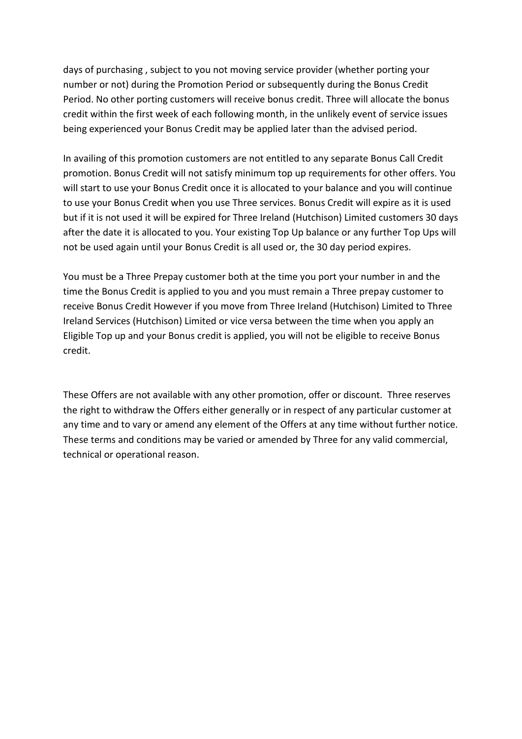days of purchasing , subject to you not moving service provider (whether porting your number or not) during the Promotion Period or subsequently during the Bonus Credit Period. No other porting customers will receive bonus credit. Three will allocate the bonus credit within the first week of each following month, in the unlikely event of service issues being experienced your Bonus Credit may be applied later than the advised period.

In availing of this promotion customers are not entitled to any separate Bonus Call Credit promotion. Bonus Credit will not satisfy minimum top up requirements for other offers. You will start to use your Bonus Credit once it is allocated to your balance and you will continue to use your Bonus Credit when you use Three services. Bonus Credit will expire as it is used but if it is not used it will be expired for Three Ireland (Hutchison) Limited customers 30 days after the date it is allocated to you. Your existing Top Up balance or any further Top Ups will not be used again until your Bonus Credit is all used or, the 30 day period expires.

You must be a Three Prepay customer both at the time you port your number in and the time the Bonus Credit is applied to you and you must remain a Three prepay customer to receive Bonus Credit However if you move from Three Ireland (Hutchison) Limited to Three Ireland Services (Hutchison) Limited or vice versa between the time when you apply an Eligible Top up and your Bonus credit is applied, you will not be eligible to receive Bonus credit.

These Offers are not available with any other promotion, offer or discount. Three reserves the right to withdraw the Offers either generally or in respect of any particular customer at any time and to vary or amend any element of the Offers at any time without further notice. These terms and conditions may be varied or amended by Three for any valid commercial, technical or operational reason.